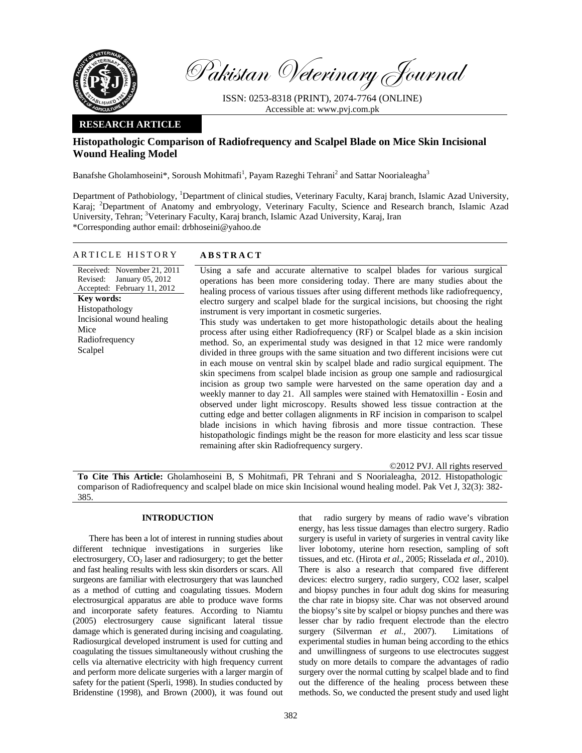Pakistan Veterinary Journal

ISSN: 0253-8318 (PRINT), 2074-7764 (ONLINE)
Accessible at: www.pvj.com.pk

**RESEARCH ARTICLE**

# Histopathologic Comparison of Radiofrequency and Scalpel Blade on Mice Skin Incisional Wound Healing Model

Banafshe Gholamhoseini*, Soroush Mohitmafi[1], Payam Razeghi Tehrani[2] and Sattar Noorialeagha[3]

Department of Pathobiology, [1]Department of clinical studies, Veterinary Faculty, Karaj branch, Islamic Azad University, Karaj; [2]Department of Anatomy and embryology, Veterinary Faculty, Science and Research branch, Islamic Azad University, Tehran; [3]Veterinary Faculty, Karaj branch, Islamic Azad University, Karaj, Iran
*Corresponding author email: drbhoseini@yahoo.de

## ARTICLE HISTORY

Received: November 21, 2011
Revised: January 05, 2012
Accepted: February 11, 2012

**Key words:**
Histopathology
Incisional wound healing
Mice
Radiofrequency
Scalpel

## ABSTRACT

Using a safe and accurate alternative to scalpel blades for various surgical operations has been more considering today. There are many studies about the healing process of various tissues after using different methods like radiofrequency, electro surgery and scalpel blade for the surgical incisions, but choosing the right instrument is very important in cosmetic surgeries.

This study was undertaken to get more histopathologic details about the healing process after using either Radiofrequency (RF) or Scalpel blade as a skin incision method. So, an experimental study was designed in that 12 mice were randomly divided in three groups with the same situation and two different incisions were cut in each mouse on ventral skin by scalpel blade and radio surgical equipment. The skin specimens from scalpel blade incision as group one sample and radiosurgical incision as group two sample were harvested on the same operation day and a weekly manner to day 21. All samples were stained with Hematoxillin - Eosin and observed under light microscopy. Results showed less tissue contraction at the cutting edge and better collagen alignments in RF incision in comparison to scalpel blade incisions in which having fibrosis and more tissue contraction. These histopathologic findings might be the reason for more elasticity and less scar tissue remaining after skin Radiofrequency surgery.

©2012 PVJ. All rights reserved

**To Cite This Article:** Gholamhoseini B, S Mohitmafi, PR Tehrani and S Noorialeagha, 2012. Histopathologic comparison of Radiofrequency and scalpel blade on mice skin Incisional wound healing model. Pak Vet J, 32(3): 382-385.

## INTRODUCTION

There has been a lot of interest in running studies about different technique investigations in surgeries like electrosurgery, $CO_2$ laser and radiosurgery; to get the better and fast healing results with less skin disorders or scars. All surgeons are familiar with electrosurgery that was launched as a method of cutting and coagulating tissues. Modern electrosurgical apparatus are able to produce wave forms and incorporate safety features. According to Niamtu (2005) electrosurgery cause significant lateral tissue damage which is generated during incising and coagulating. Radiosurgical developed instrument is used for cutting and coagulating the tissues simultaneously without crushing the cells via alternative electricity with high frequency current and perform more delicate surgeries with a larger margin of safety for the patient (Sperli, 1998). In studies conducted by Bridenstine (1998), and Brown (2000), it was found out that radio surgery by means of radio wave's vibration energy, has less tissue damages than electro surgery. Radio surgery is useful in variety of surgeries in ventral cavity like liver lobotomy, uterine horn resection, sampling of soft tissues, and etc. (Hirota *et al.,* 2005; Risselada *et al*., 2010). There is also a research that compared five different devices: electro surgery, radio surgery, CO2 laser, scalpel and biopsy punches in four adult dog skins for measuring the char rate in biopsy site. Char was not observed around the biopsy's site by scalpel or biopsy punches and there was lesser char by radio frequent electrode than the electro surgery (Silverman *et al.,* 2007). Limitations of experimental studies in human being according to the ethics and unwillingness of surgeons to use electrocutes suggest study on more details to compare the advantages of radio surgery over the normal cutting by scalpel blade and to find out the difference of the healing process between these methods. So, we conducted the present study and used light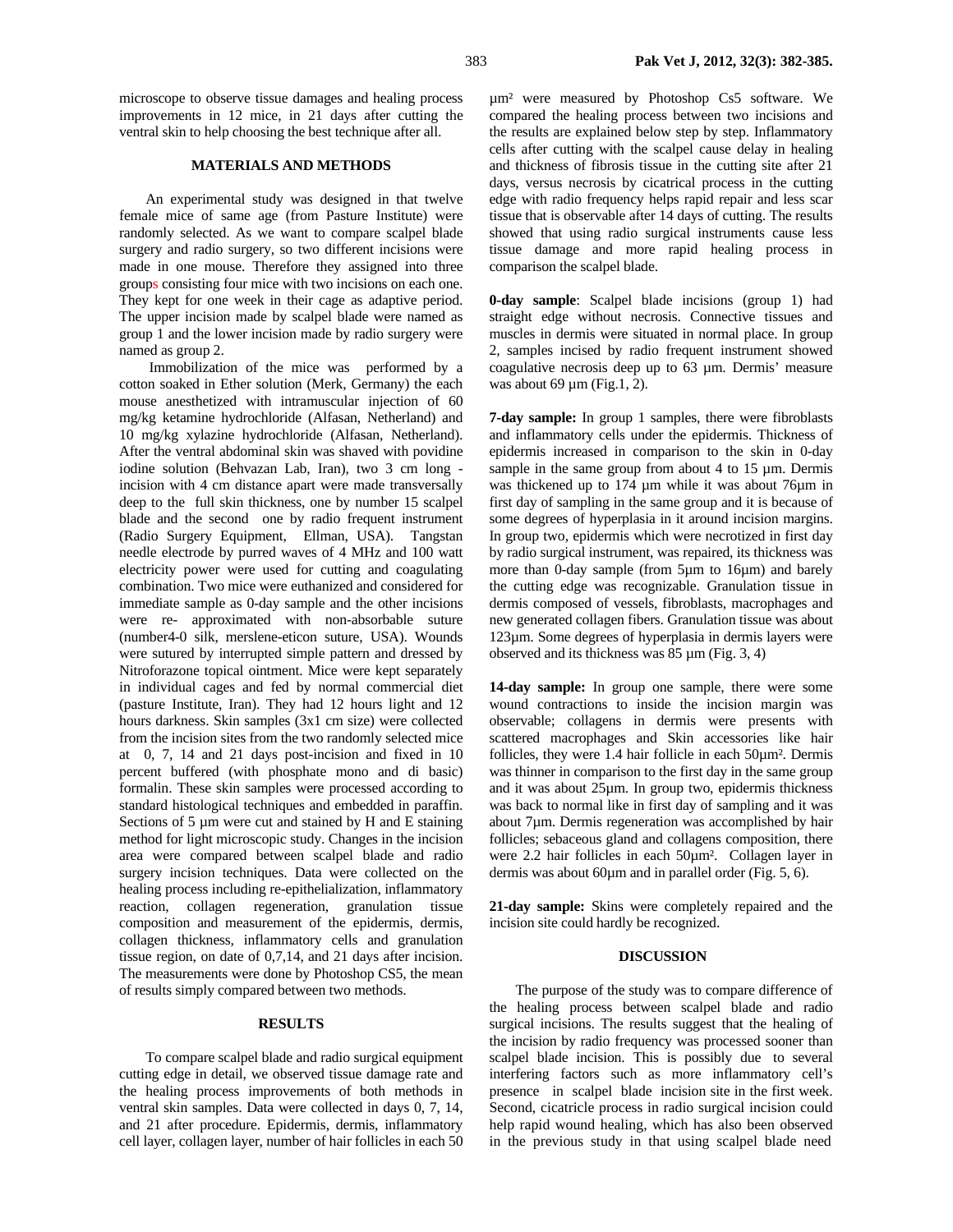microscope to observe tissue damages and healing process improvements in 12 mice, in 21 days after cutting the ventral skin to help choosing the best technique after all.

## MATERIALS AND METHODS

An experimental study was designed in that twelve female mice of same age (from Pasture Institute) were randomly selected. As we want to compare scalpel blade surgery and radio surgery, so two different incisions were made in one mouse. Therefore they assigned into three groups consisting four mice with two incisions on each one. They kept for one week in their cage as adaptive period. The upper incision made by scalpel blade were named as group 1 and the lower incision made by radio surgery were named as group 2.

Immobilization of the mice was performed by a cotton soaked in Ether solution (Merk, Germany) the each mouse anesthetized with intramuscular injection of 60 mg/kg ketamine hydrochloride (Alfasan, Netherland) and 10 mg/kg xylazine hydrochloride (Alfasan, Netherland). After the ventral abdominal skin was shaved with povidine iodine solution (Behvazan Lab, Iran), two 3 cm long - incision with 4 cm distance apart were made transversally deep to the full skin thickness, one by number 15 scalpel blade and the second one by radio frequent instrument (Radio Surgery Equipment, Ellman, USA). Tangstan needle electrode by purred waves of 4 MHz and 100 watt electricity power were used for cutting and coagulating combination. Two mice were euthanized and considered for immediate sample as 0-day sample and the other incisions were re- approximated with non-absorbable suture (number4-0 silk, merslene-eticon suture, USA). Wounds were sutured by interrupted simple pattern and dressed by Nitroforazone topical ointment. Mice were kept separately in individual cages and fed by normal commercial diet (pasture Institute, Iran). They had 12 hours light and 12 hours darkness. Skin samples (3x1 cm size) were collected from the incision sites from the two randomly selected mice at 0, 7, 14 and 21 days post-incision and fixed in 10 percent buffered (with phosphate mono and di basic) formalin. These skin samples were processed according to standard histological techniques and embedded in paraffin. Sections of 5 µm were cut and stained by H and E staining method for light microscopic study. Changes in the incision area were compared between scalpel blade and radio surgery incision techniques. Data were collected on the healing process including re-epithelialization, inflammatory reaction, collagen regeneration, granulation tissue composition and measurement of the epidermis, dermis, collagen thickness, inflammatory cells and granulation tissue region, on date of 0,7,14, and 21 days after incision. The measurements were done by Photoshop CS5, the mean of results simply compared between two methods.

## RESULTS

To compare scalpel blade and radio surgical equipment cutting edge in detail, we observed tissue damage rate and the healing process improvements of both methods in ventral skin samples. Data were collected in days 0, 7, 14, and 21 after procedure. Epidermis, dermis, inflammatory cell layer, collagen layer, number of hair follicles in each 50 µm² were measured by Photoshop Cs5 software. We compared the healing process between two incisions and the results are explained below step by step. Inflammatory cells after cutting with the scalpel cause delay in healing and thickness of fibrosis tissue in the cutting site after 21 days, versus necrosis by cicatrical process in the cutting edge with radio frequency helps rapid repair and less scar tissue that is observable after 14 days of cutting. The results showed that using radio surgical instruments cause less tissue damage and more rapid healing process in comparison the scalpel blade.

**0-day sample**: Scalpel blade incisions (group 1) had straight edge without necrosis. Connective tissues and muscles in dermis were situated in normal place. In group 2, samples incised by radio frequent instrument showed coagulative necrosis deep up to 63 µm. Dermis' measure was about 69 µm (Fig.1, 2).

**7-day sample:** In group 1 samples, there were fibroblasts and inflammatory cells under the epidermis. Thickness of epidermis increased in comparison to the skin in 0-day sample in the same group from about 4 to 15 µm. Dermis was thickened up to 174 µm while it was about 76µm in first day of sampling in the same group and it is because of some degrees of hyperplasia in it around incision margins. In group two, epidermis which were necrotized in first day by radio surgical instrument, was repaired, its thickness was more than 0-day sample (from 5µm to 16µm) and barely the cutting edge was recognizable. Granulation tissue in dermis composed of vessels, fibroblasts, macrophages and new generated collagen fibers. Granulation tissue was about 123µm. Some degrees of hyperplasia in dermis layers were observed and its thickness was 85 µm (Fig. 3, 4)

**14-day sample:** In group one sample, there were some wound contractions to inside the incision margin was observable; collagens in dermis were presents with scattered macrophages and Skin accessories like hair follicles, they were 1.4 hair follicle in each 50µm². Dermis was thinner in comparison to the first day in the same group and it was about 25µm. In group two, epidermis thickness was back to normal like in first day of sampling and it was about 7µm. Dermis regeneration was accomplished by hair follicles; sebaceous gland and collagens composition, there were 2.2 hair follicles in each 50µm². Collagen layer in dermis was about 60µm and in parallel order (Fig. 5, 6).

**21-day sample:** Skins were completely repaired and the incision site could hardly be recognized.

## DISCUSSION

The purpose of the study was to compare difference of the healing process between scalpel blade and radio surgical incisions. The results suggest that the healing of the incision by radio frequency was processed sooner than scalpel blade incision. This is possibly due to several interfering factors such as more inflammatory cell's presence in scalpel blade incision site in the first week. Second, cicatricle process in radio surgical incision could help rapid wound healing, which has also been observed in the previous study in that using scalpel blade need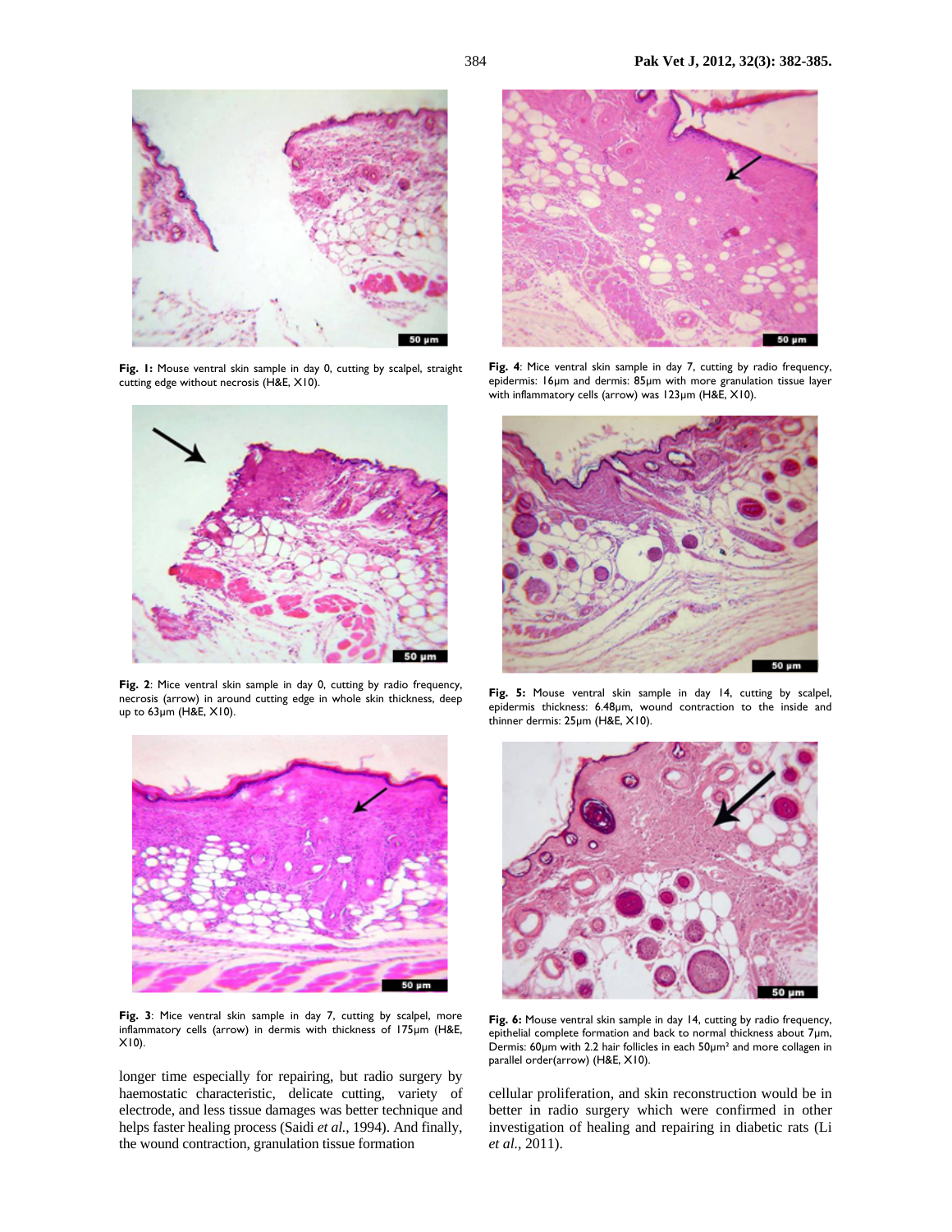**Fig. 1:** Mouse ventral skin sample in day 0, cutting by scalpel, straight cutting edge without necrosis (H&E, X10).

**Fig. 2**: Mice ventral skin sample in day 0, cutting by radio frequency, necrosis (arrow) in around cutting edge in whole skin thickness, deep up to 63μm (H&E, X10).

**Fig. 3**: Mice ventral skin sample in day 7, cutting by scalpel, more inflammatory cells (arrow) in dermis with thickness of 175μm (H&E, X10).

**Fig. 4**: Mice ventral skin sample in day 7, cutting by radio frequency, epidermis: 16μm and dermis: 85μm with more granulation tissue layer with inflammatory cells (arrow) was 123μm (H&E, X10).

**Fig. 5:** Mouse ventral skin sample in day 14, cutting by scalpel, epidermis thickness: 6.48μm, wound contraction to the inside and thinner dermis: 25μm (H&E, X10).

**Fig. 6:** Mouse ventral skin sample in day 14, cutting by radio frequency, epithelial complete formation and back to normal thickness about 7μm, Dermis: 60μm with 2.2 hair follicles in each 50μm² and more collagen in parallel order(arrow) (H&E, X10).

longer time especially for repairing, but radio surgery by haemostatic characteristic, delicate cutting, variety of electrode, and less tissue damages was better technique and helps faster healing process (Saidi *et al.*, 1994). And finally, the wound contraction, granulation tissue formation cellular proliferation, and skin reconstruction would be in better in radio surgery which were confirmed in other investigation of healing and repairing in diabetic rats (Li *et al.*, 2011).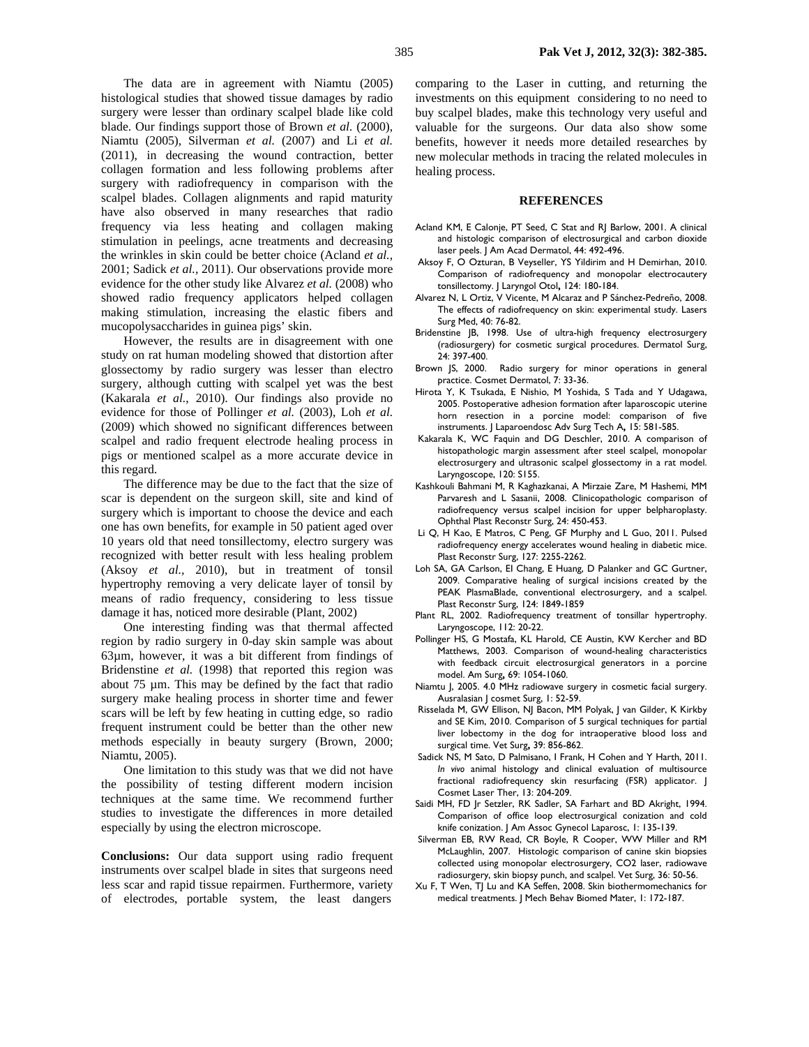The data are in agreement with Niamtu (2005) histological studies that showed tissue damages by radio surgery were lesser than ordinary scalpel blade like cold blade. Our findings support those of Brown *et al.* (2000), Niamtu (2005), Silverman *et al.* (2007) and Li *et al.* (2011), in decreasing the wound contraction, better collagen formation and less following problems after surgery with radiofrequency in comparison with the scalpel blades. Collagen alignments and rapid maturity have also observed in many researches that radio frequency via less heating and collagen making stimulation in peelings, acne treatments and decreasing the wrinkles in skin could be better choice (Acland *et al.*, 2001; Sadick *et al.*, 2011). Our observations provide more evidence for the other study like Alvarez *et al.* (2008) who showed radio frequency applicators helped collagen making stimulation, increasing the elastic fibers and mucopolysaccharides in guinea pigs' skin.

However, the results are in disagreement with one study on rat human modeling showed that distortion after glossectomy by radio surgery was lesser than electro surgery, although cutting with scalpel yet was the best (Kakarala *et al.*, 2010). Our findings also provide no evidence for those of Pollinger *et al.* (2003), Loh *et al.* (2009) which showed no significant differences between scalpel and radio frequent electrode healing process in pigs or mentioned scalpel as a more accurate device in this regard.

The difference may be due to the fact that the size of scar is dependent on the surgeon skill, site and kind of surgery which is important to choose the device and each one has own benefits, for example in 50 patient aged over 10 years old that need tonsillectomy, electro surgery was recognized with better result with less healing problem (Aksoy *et al.*, 2010), but in treatment of tonsil hypertrophy removing a very delicate layer of tonsil by means of radio frequency, considering to less tissue damage it has, noticed more desirable (Plant, 2002)

One interesting finding was that thermal affected region by radio surgery in 0-day skin sample was about 63µm, however, it was a bit different from findings of Bridenstine *et al.* (1998) that reported this region was about 75 µm. This may be defined by the fact that radio surgery make healing process in shorter time and fewer scars will be left by few heating in cutting edge, so radio frequent instrument could be better than the other new methods especially in beauty surgery (Brown, 2000; Niamtu, 2005).

One limitation to this study was that we did not have the possibility of testing different modern incision techniques at the same time. We recommend further studies to investigate the differences in more detailed especially by using the electron microscope.

**Conclusions:** Our data support using radio frequent instruments over scalpel blade in sites that surgeons need less scar and rapid tissue repairmen. Furthermore, variety of electrodes, portable system, the least dangers comparing to the Laser in cutting, and returning the investments on this equipment considering to no need to buy scalpel blades, make this technology very useful and valuable for the surgeons. Our data also show some benefits, however it needs more detailed researches by new molecular methods in tracing the related molecules in healing process.

## REFERENCES

Acland KM, E Calonje, PT Seed, C Stat and RJ Barlow, 2001. A clinical and histologic comparison of electrosurgical and carbon dioxide laser peels. J Am Acad Dermatol, 44: 492-496.

Aksoy F, O Ozturan, B Veyseller, YS Yildirim and H Demirhan, 2010. Comparison of radiofrequency and monopolar electrocautery tonsillectomy. J Laryngol Otol**,** 124: 180-184.

Alvarez N, L Ortiz, V Vicente, M Alcaraz and P Sánchez-Pedreño, 2008. The effects of radiofrequency on skin: experimental study. Lasers Surg Med, 40: 76-82.

Bridenstine JB, 1998. Use of ultra-high frequency electrosurgery (radiosurgery) for cosmetic surgical procedures. Dermatol Surg, 24: 397-400.

Brown JS, 2000. Radio surgery for minor operations in general practice. Cosmet Dermatol, 7: 33-36.

Hirota Y, K Tsukada, E Nishio, M Yoshida, S Tada and Y Udagawa, 2005. Postoperative adhesion formation after laparoscopic uterine horn resection in a porcine model: comparison of five instruments. J Laparoendosc Adv Surg Tech A**,** 15: 581-585.

Kakarala K, WC Faquin and DG Deschler, 2010. A comparison of histopathologic margin assessment after steel scalpel, monopolar electrosurgery and ultrasonic scalpel glossectomy in a rat model. Laryngoscope, 120: S155.

Kashkouli Bahmani M, R Kaghazkanai, A Mirzaie Zare, M Hashemi, MM Parvaresh and L Sasanii, 2008. Clinicopathologic comparison of radiofrequency versus scalpel incision for upper belpharoplasty. Ophthal Plast Reconstr Surg, 24: 450-453.

Li Q, H Kao, E Matros, C Peng, GF Murphy and L Guo, 2011. Pulsed radiofrequency energy accelerates wound healing in diabetic mice. Plast Reconstr Surg, 127: 2255-2262.

Loh SA, GA Carlson, EI Chang, E Huang, D Palanker and GC Gurtner, 2009. Comparative healing of surgical incisions created by the PEAK PlasmaBlade, conventional electrosurgery, and a scalpel. Plast Reconstr Surg, 124: 1849-1859

Plant RL, 2002. Radiofrequency treatment of tonsillar hypertrophy. Laryngoscope, 112: 20-22.

Pollinger HS, G Mostafa, KL Harold, CE Austin, KW Kercher and BD Matthews, 2003. Comparison of wound-healing characteristics with feedback circuit electrosurgical generators in a porcine model. Am Surg**,** 69: 1054-1060.

Niamtu J, 2005. 4.0 MHz radiowave surgery in cosmetic facial surgery. Ausralasian J cosmet Surg, 1: 52-59.

Risselada M, GW Ellison, NJ Bacon, MM Polyak, J van Gilder, K Kirkby and SE Kim, 2010. Comparison of 5 surgical techniques for partial liver lobectomy in the dog for intraoperative blood loss and surgical time. Vet Surg**,** 39: 856-862.

Sadick NS, M Sato, D Palmisano, I Frank, H Cohen and Y Harth, 2011. *In vivo* animal histology and clinical evaluation of multisource fractional radiofrequency skin resurfacing (FSR) applicator. J Cosmet Laser Ther, 13: 204-209.

Saidi MH, FD Jr Setzler, RK Sadler, SA Farhart and BD Akright, 1994. Comparison of office loop electrosurgical conization and cold knife conization. J Am Assoc Gynecol Laparosc, 1: 135-139.

Silverman EB, RW Read, CR Boyle, R Cooper, WW Miller and RM McLaughlin, 2007. Histologic comparison of canine skin biopsies collected using monopolar electrosurgery, CO2 laser, radiowave radiosurgery, skin biopsy punch, and scalpel. Vet Surg, 36: 50-56.

Xu F, T Wen, TJ Lu and KA Seffen, 2008. Skin biothermomechanics for medical treatments. J Mech Behav Biomed Mater, 1: 172-187.